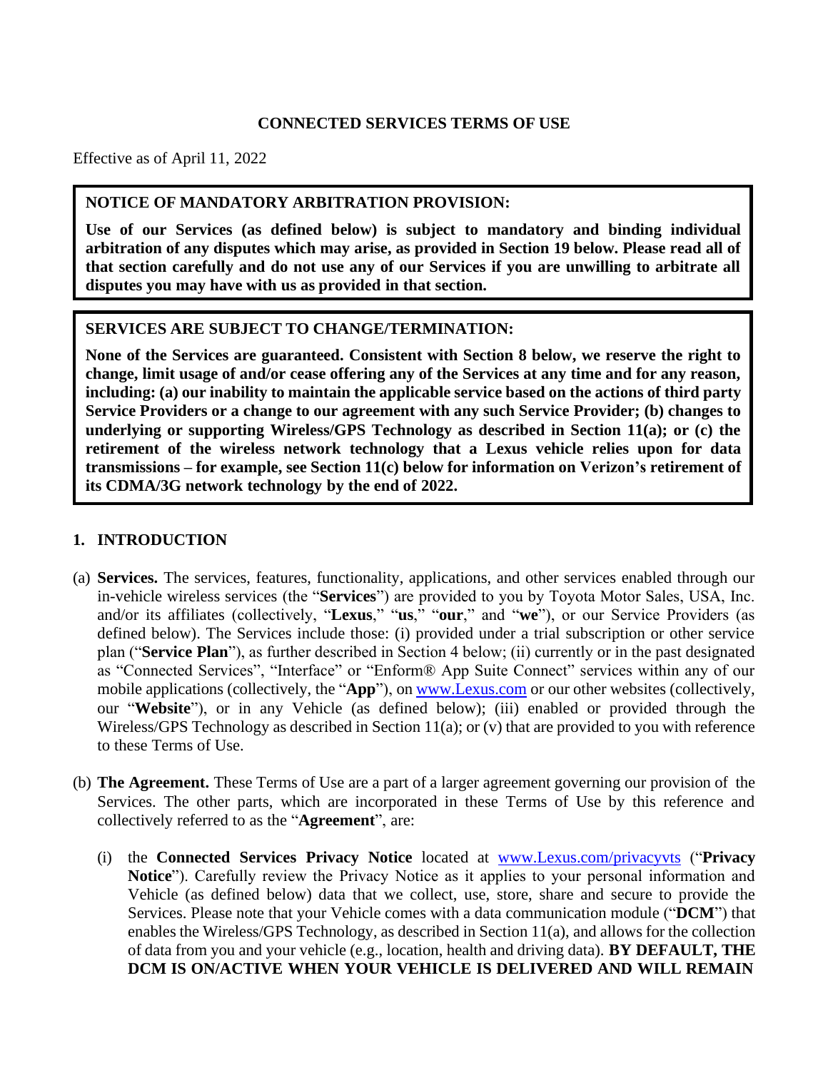**CONNECTED SERVICES TERMS OF USE**

Effective as of April 11, 2022

> **NOTICE OF MANDATORY ARBITRATION PROVISION:**
>
> **Use of our Services (as defined below) is subject to mandatory and binding individual arbitration of any disputes which may arise, as provided in Section 19 below. Please read all of that section carefully and do not use any of our Services if you are unwilling to arbitrate all disputes you may have with us as provided in that section.**

> **SERVICES ARE SUBJECT TO CHANGE/TERMINATION:**
>
> **None of the Services are guaranteed. Consistent with Section 8 below, we reserve the right to change, limit usage of and/or cease offering any of the Services at any time and for any reason, including: (a) our inability to maintain the applicable service based on the actions of third party Service Providers or a change to our agreement with any such Service Provider; (b) changes to underlying or supporting Wireless/GPS Technology as described in Section 11(a); or (c) the retirement of the wireless network technology that a Lexus vehicle relies upon for data transmissions – for example, see Section 11(c) below for information on Verizon's retirement of its CDMA/3G network technology by the end of 2022.**

## 1. INTRODUCTION

(a) **Services.** The services, features, functionality, applications, and other services enabled through our in-vehicle wireless services (the "**Services**") are provided to you by Toyota Motor Sales, USA, Inc. and/or its affiliates (collectively, "**Lexus**," "**us**," "**our**," and "**we**"), or our Service Providers (as defined below). The Services include those: (i) provided under a trial subscription or other service plan ("**Service Plan**"), as further described in Section 4 below; (ii) currently or in the past designated as "Connected Services", "Interface" or "Enform® App Suite Connect" services within any of our mobile applications (collectively, the "**App**"), on www.Lexus.com or our other websites (collectively, our "**Website**"), or in any Vehicle (as defined below); (iii) enabled or provided through the Wireless/GPS Technology as described in Section 11(a); or (v) that are provided to you with reference to these Terms of Use.

(b) **The Agreement.** These Terms of Use are a part of a larger agreement governing our provision of the Services. The other parts, which are incorporated in these Terms of Use by this reference and collectively referred to as the "**Agreement**", are:

   (i) the **Connected Services Privacy Notice** located at www.Lexus.com/privacyvts ("**Privacy Notice**"). Carefully review the Privacy Notice as it applies to your personal information and Vehicle (as defined below) data that we collect, use, store, share and secure to provide the Services. Please note that your Vehicle comes with a data communication module ("**DCM**") that enables the Wireless/GPS Technology, as described in Section 11(a), and allows for the collection of data from you and your vehicle (e.g., location, health and driving data). **BY DEFAULT, THE DCM IS ON/ACTIVE WHEN YOUR VEHICLE IS DELIVERED AND WILL REMAIN**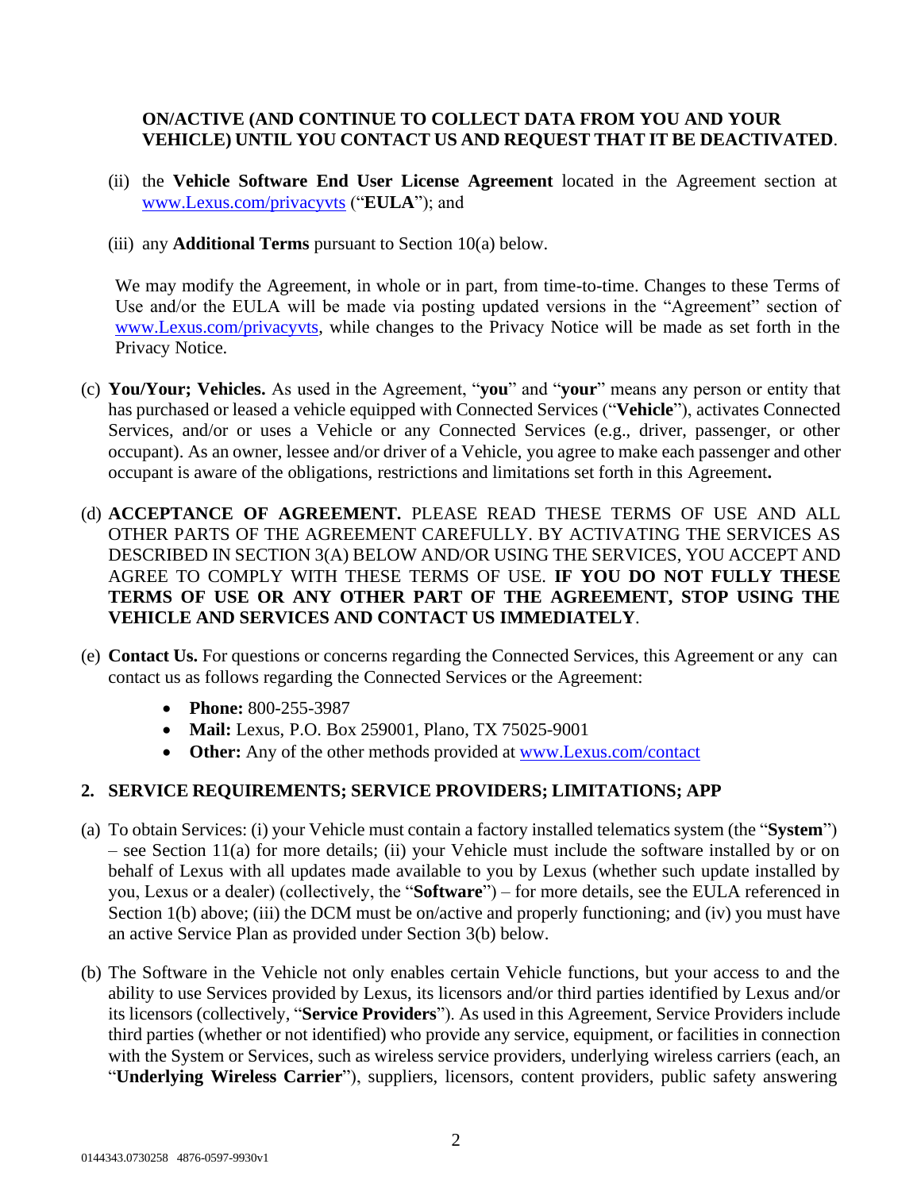**ON/ACTIVE (AND CONTINUE TO COLLECT DATA FROM YOU AND YOUR VEHICLE) UNTIL YOU CONTACT US AND REQUEST THAT IT BE DEACTIVATED**.

(ii) the **Vehicle Software End User License Agreement** located in the Agreement section at www.Lexus.com/privacyvts ("**EULA**"); and

(iii) any **Additional Terms** pursuant to Section 10(a) below.

We may modify the Agreement, in whole or in part, from time-to-time. Changes to these Terms of Use and/or the EULA will be made via posting updated versions in the "Agreement" section of www.Lexus.com/privacyvts, while changes to the Privacy Notice will be made as set forth in the Privacy Notice.

(c) **You/Your; Vehicles.** As used in the Agreement, "**you**" and "**your**" means any person or entity that has purchased or leased a vehicle equipped with Connected Services ("**Vehicle**"), activates Connected Services, and/or or uses a Vehicle or any Connected Services (e.g., driver, passenger, or other occupant). As an owner, lessee and/or driver of a Vehicle, you agree to make each passenger and other occupant is aware of the obligations, restrictions and limitations set forth in this Agreement**.**

(d) **ACCEPTANCE OF AGREEMENT.** PLEASE READ THESE TERMS OF USE AND ALL OTHER PARTS OF THE AGREEMENT CAREFULLY. BY ACTIVATING THE SERVICES AS DESCRIBED IN SECTION 3(A) BELOW AND/OR USING THE SERVICES, YOU ACCEPT AND AGREE TO COMPLY WITH THESE TERMS OF USE. **IF YOU DO NOT FULLY THESE TERMS OF USE OR ANY OTHER PART OF THE AGREEMENT, STOP USING THE VEHICLE AND SERVICES AND CONTACT US IMMEDIATELY**.

(e) **Contact Us.** For questions or concerns regarding the Connected Services, this Agreement or any can contact us as follows regarding the Connected Services or the Agreement:

- **Phone:** 800-255-3987
- **Mail:** Lexus, P.O. Box 259001, Plano, TX 75025-9001
- **Other:** Any of the other methods provided at www.Lexus.com/contact

## 2. SERVICE REQUIREMENTS; SERVICE PROVIDERS; LIMITATIONS; APP

(a) To obtain Services: (i) your Vehicle must contain a factory installed telematics system (the "**System**") – see Section 11(a) for more details; (ii) your Vehicle must include the software installed by or on behalf of Lexus with all updates made available to you by Lexus (whether such update installed by you, Lexus or a dealer) (collectively, the "**Software**") – for more details, see the EULA referenced in Section 1(b) above; (iii) the DCM must be on/active and properly functioning; and (iv) you must have an active Service Plan as provided under Section 3(b) below.

(b) The Software in the Vehicle not only enables certain Vehicle functions, but your access to and the ability to use Services provided by Lexus, its licensors and/or third parties identified by Lexus and/or its licensors (collectively, "**Service Providers**"). As used in this Agreement, Service Providers include third parties (whether or not identified) who provide any service, equipment, or facilities in connection with the System or Services, such as wireless service providers, underlying wireless carriers (each, an "**Underlying Wireless Carrier**"), suppliers, licensors, content providers, public safety answering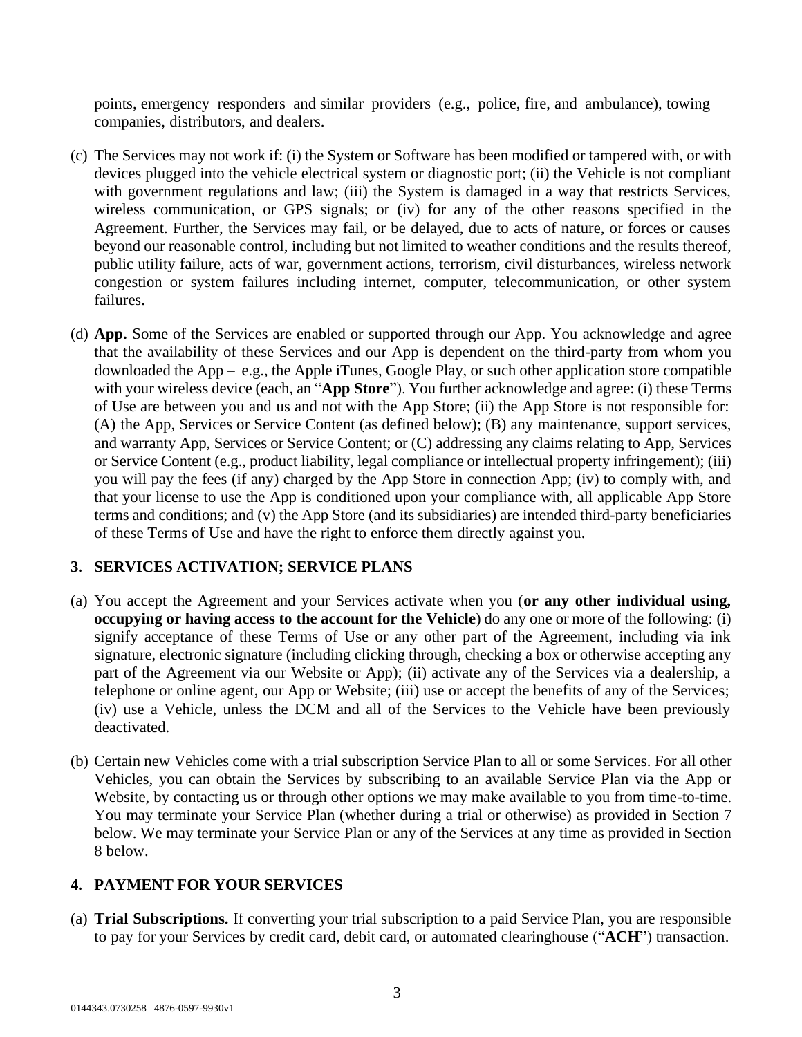points, emergency responders and similar providers (e.g., police, fire, and ambulance), towing companies, distributors, and dealers.

(c) The Services may not work if: (i) the System or Software has been modified or tampered with, or with devices plugged into the vehicle electrical system or diagnostic port; (ii) the Vehicle is not compliant with government regulations and law; (iii) the System is damaged in a way that restricts Services, wireless communication, or GPS signals; or (iv) for any of the other reasons specified in the Agreement. Further, the Services may fail, or be delayed, due to acts of nature, or forces or causes beyond our reasonable control, including but not limited to weather conditions and the results thereof, public utility failure, acts of war, government actions, terrorism, civil disturbances, wireless network congestion or system failures including internet, computer, telecommunication, or other system failures.

(d) **App.** Some of the Services are enabled or supported through our App. You acknowledge and agree that the availability of these Services and our App is dependent on the third-party from whom you downloaded the App – e.g., the Apple iTunes, Google Play, or such other application store compatible with your wireless device (each, an "**App Store**"). You further acknowledge and agree: (i) these Terms of Use are between you and us and not with the App Store; (ii) the App Store is not responsible for: (A) the App, Services or Service Content (as defined below); (B) any maintenance, support services, and warranty App, Services or Service Content; or (C) addressing any claims relating to App, Services or Service Content (e.g., product liability, legal compliance or intellectual property infringement); (iii) you will pay the fees (if any) charged by the App Store in connection App; (iv) to comply with, and that your license to use the App is conditioned upon your compliance with, all applicable App Store terms and conditions; and (v) the App Store (and its subsidiaries) are intended third-party beneficiaries of these Terms of Use and have the right to enforce them directly against you.

## 3. SERVICES ACTIVATION; SERVICE PLANS

(a) You accept the Agreement and your Services activate when you (**or any other individual using, occupying or having access to the account for the Vehicle**) do any one or more of the following: (i) signify acceptance of these Terms of Use or any other part of the Agreement, including via ink signature, electronic signature (including clicking through, checking a box or otherwise accepting any part of the Agreement via our Website or App); (ii) activate any of the Services via a dealership, a telephone or online agent, our App or Website; (iii) use or accept the benefits of any of the Services; (iv) use a Vehicle, unless the DCM and all of the Services to the Vehicle have been previously deactivated.

(b) Certain new Vehicles come with a trial subscription Service Plan to all or some Services. For all other Vehicles, you can obtain the Services by subscribing to an available Service Plan via the App or Website, by contacting us or through other options we may make available to you from time-to-time. You may terminate your Service Plan (whether during a trial or otherwise) as provided in Section 7 below. We may terminate your Service Plan or any of the Services at any time as provided in Section 8 below.

## 4. PAYMENT FOR YOUR SERVICES

(a) **Trial Subscriptions.** If converting your trial subscription to a paid Service Plan, you are responsible to pay for your Services by credit card, debit card, or automated clearinghouse ("**ACH**") transaction.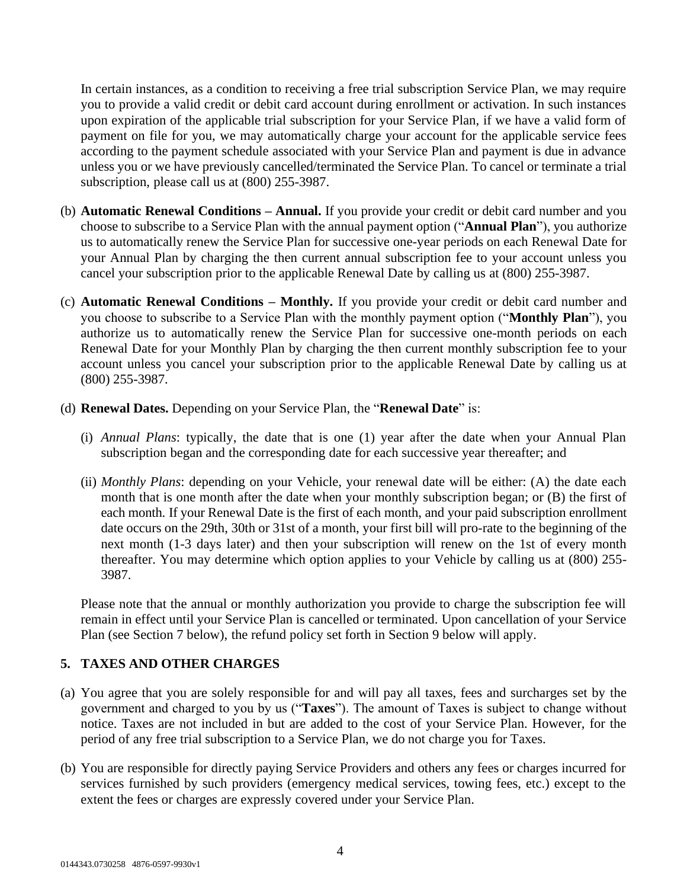In certain instances, as a condition to receiving a free trial subscription Service Plan, we may require you to provide a valid credit or debit card account during enrollment or activation. In such instances upon expiration of the applicable trial subscription for your Service Plan, if we have a valid form of payment on file for you, we may automatically charge your account for the applicable service fees according to the payment schedule associated with your Service Plan and payment is due in advance unless you or we have previously cancelled/terminated the Service Plan. To cancel or terminate a trial subscription, please call us at (800) 255-3987.

(b) **Automatic Renewal Conditions – Annual.** If you provide your credit or debit card number and you choose to subscribe to a Service Plan with the annual payment option ("**Annual Plan**"), you authorize us to automatically renew the Service Plan for successive one-year periods on each Renewal Date for your Annual Plan by charging the then current annual subscription fee to your account unless you cancel your subscription prior to the applicable Renewal Date by calling us at (800) 255-3987.

(c) **Automatic Renewal Conditions – Monthly.** If you provide your credit or debit card number and you choose to subscribe to a Service Plan with the monthly payment option ("**Monthly Plan**"), you authorize us to automatically renew the Service Plan for successive one-month periods on each Renewal Date for your Monthly Plan by charging the then current monthly subscription fee to your account unless you cancel your subscription prior to the applicable Renewal Date by calling us at (800) 255-3987.

(d) **Renewal Dates.** Depending on your Service Plan, the "**Renewal Date**" is:

(i) *Annual Plans*: typically, the date that is one (1) year after the date when your Annual Plan subscription began and the corresponding date for each successive year thereafter; and

(ii) *Monthly Plans*: depending on your Vehicle, your renewal date will be either: (A) the date each month that is one month after the date when your monthly subscription began; or (B) the first of each month. If your Renewal Date is the first of each month, and your paid subscription enrollment date occurs on the 29th, 30th or 31st of a month, your first bill will pro-rate to the beginning of the next month (1-3 days later) and then your subscription will renew on the 1st of every month thereafter. You may determine which option applies to your Vehicle by calling us at (800) 255-3987.

Please note that the annual or monthly authorization you provide to charge the subscription fee will remain in effect until your Service Plan is cancelled or terminated. Upon cancellation of your Service Plan (see Section 7 below), the refund policy set forth in Section 9 below will apply.

## 5. TAXES AND OTHER CHARGES

(a) You agree that you are solely responsible for and will pay all taxes, fees and surcharges set by the government and charged to you by us ("**Taxes**"). The amount of Taxes is subject to change without notice. Taxes are not included in but are added to the cost of your Service Plan. However, for the period of any free trial subscription to a Service Plan, we do not charge you for Taxes.

(b) You are responsible for directly paying Service Providers and others any fees or charges incurred for services furnished by such providers (emergency medical services, towing fees, etc.) except to the extent the fees or charges are expressly covered under your Service Plan.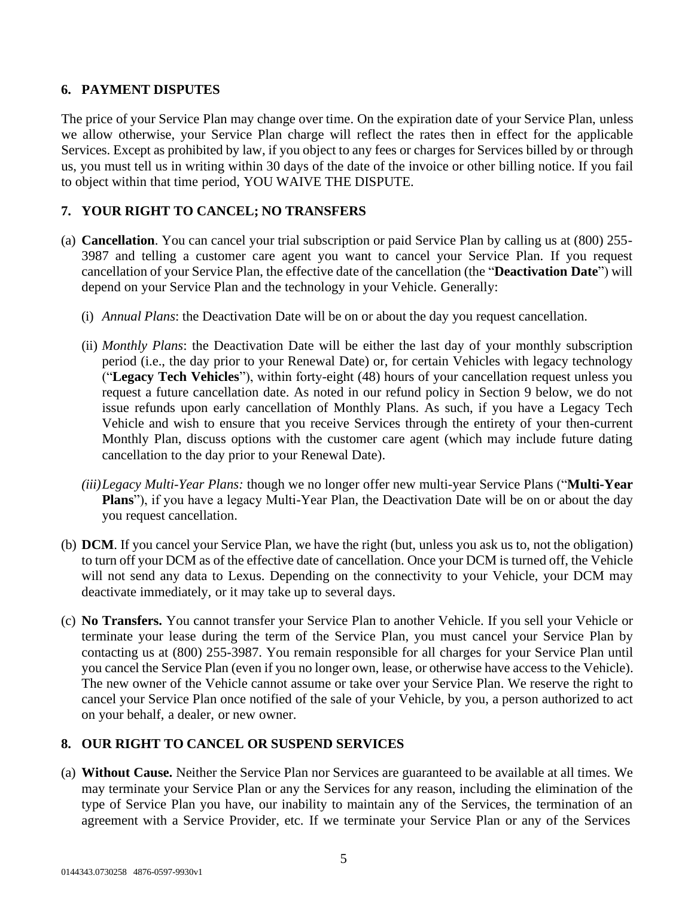## 6. PAYMENT DISPUTES

The price of your Service Plan may change over time. On the expiration date of your Service Plan, unless we allow otherwise, your Service Plan charge will reflect the rates then in effect for the applicable Services. Except as prohibited by law, if you object to any fees or charges for Services billed by or through us, you must tell us in writing within 30 days of the date of the invoice or other billing notice. If you fail to object within that time period, YOU WAIVE THE DISPUTE.

## 7. YOUR RIGHT TO CANCEL; NO TRANSFERS

(a) **Cancellation**. You can cancel your trial subscription or paid Service Plan by calling us at (800) 255-3987 and telling a customer care agent you want to cancel your Service Plan. If you request cancellation of your Service Plan, the effective date of the cancellation (the "**Deactivation Date**") will depend on your Service Plan and the technology in your Vehicle. Generally:

(i) *Annual Plans*: the Deactivation Date will be on or about the day you request cancellation.

(ii) *Monthly Plans*: the Deactivation Date will be either the last day of your monthly subscription period (i.e., the day prior to your Renewal Date) or, for certain Vehicles with legacy technology ("**Legacy Tech Vehicles**"), within forty-eight (48) hours of your cancellation request unless you request a future cancellation date. As noted in our refund policy in Section 9 below, we do not issue refunds upon early cancellation of Monthly Plans. As such, if you have a Legacy Tech Vehicle and wish to ensure that you receive Services through the entirety of your then-current Monthly Plan, discuss options with the customer care agent (which may include future dating cancellation to the day prior to your Renewal Date).

*(iii) Legacy Multi-Year Plans:* though we no longer offer new multi-year Service Plans ("**Multi-Year Plans**"), if you have a legacy Multi-Year Plan, the Deactivation Date will be on or about the day you request cancellation.

(b) **DCM**. If you cancel your Service Plan, we have the right (but, unless you ask us to, not the obligation) to turn off your DCM as of the effective date of cancellation. Once your DCM is turned off, the Vehicle will not send any data to Lexus. Depending on the connectivity to your Vehicle, your DCM may deactivate immediately, or it may take up to several days.

(c) **No Transfers.** You cannot transfer your Service Plan to another Vehicle. If you sell your Vehicle or terminate your lease during the term of the Service Plan, you must cancel your Service Plan by contacting us at (800) 255-3987. You remain responsible for all charges for your Service Plan until you cancel the Service Plan (even if you no longer own, lease, or otherwise have access to the Vehicle). The new owner of the Vehicle cannot assume or take over your Service Plan. We reserve the right to cancel your Service Plan once notified of the sale of your Vehicle, by you, a person authorized to act on your behalf, a dealer, or new owner.

## 8. OUR RIGHT TO CANCEL OR SUSPEND SERVICES

(a) **Without Cause.** Neither the Service Plan nor Services are guaranteed to be available at all times. We may terminate your Service Plan or any the Services for any reason, including the elimination of the type of Service Plan you have, our inability to maintain any of the Services, the termination of an agreement with a Service Provider, etc. If we terminate your Service Plan or any of the Services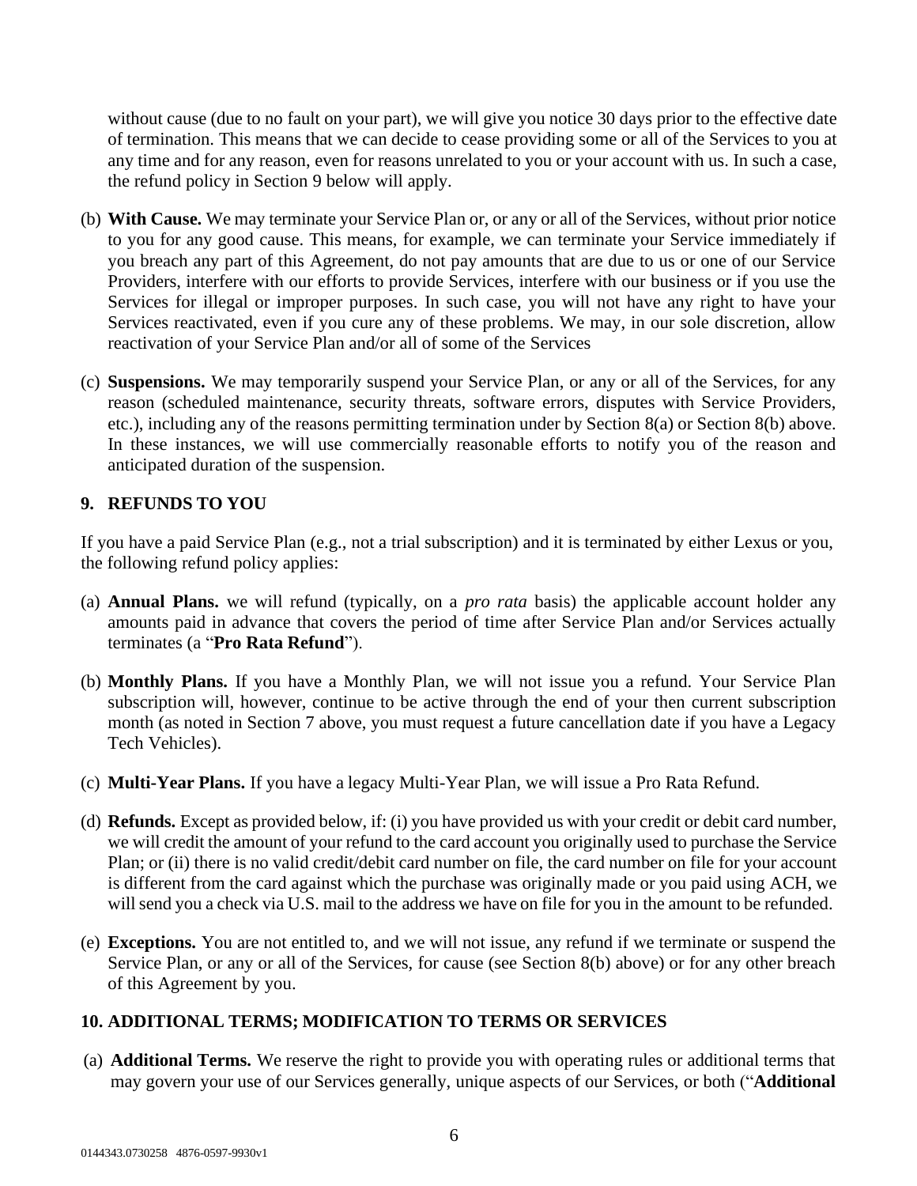without cause (due to no fault on your part), we will give you notice 30 days prior to the effective date of termination. This means that we can decide to cease providing some or all of the Services to you at any time and for any reason, even for reasons unrelated to you or your account with us. In such a case, the refund policy in Section 9 below will apply.

(b) **With Cause.** We may terminate your Service Plan or, or any or all of the Services, without prior notice to you for any good cause. This means, for example, we can terminate your Service immediately if you breach any part of this Agreement, do not pay amounts that are due to us or one of our Service Providers, interfere with our efforts to provide Services, interfere with our business or if you use the Services for illegal or improper purposes. In such case, you will not have any right to have your Services reactivated, even if you cure any of these problems. We may, in our sole discretion, allow reactivation of your Service Plan and/or all of some of the Services

(c) **Suspensions.** We may temporarily suspend your Service Plan, or any or all of the Services, for any reason (scheduled maintenance, security threats, software errors, disputes with Service Providers, etc.), including any of the reasons permitting termination under by Section 8(a) or Section 8(b) above. In these instances, we will use commercially reasonable efforts to notify you of the reason and anticipated duration of the suspension.

## 9. REFUNDS TO YOU

If you have a paid Service Plan (e.g., not a trial subscription) and it is terminated by either Lexus or you, the following refund policy applies:

(a) **Annual Plans.** we will refund (typically, on a *pro rata* basis) the applicable account holder any amounts paid in advance that covers the period of time after Service Plan and/or Services actually terminates (a "**Pro Rata Refund**").

(b) **Monthly Plans.** If you have a Monthly Plan, we will not issue you a refund. Your Service Plan subscription will, however, continue to be active through the end of your then current subscription month (as noted in Section 7 above, you must request a future cancellation date if you have a Legacy Tech Vehicles).

(c) **Multi-Year Plans.** If you have a legacy Multi-Year Plan, we will issue a Pro Rata Refund.

(d) **Refunds.** Except as provided below, if: (i) you have provided us with your credit or debit card number, we will credit the amount of your refund to the card account you originally used to purchase the Service Plan; or (ii) there is no valid credit/debit card number on file, the card number on file for your account is different from the card against which the purchase was originally made or you paid using ACH, we will send you a check via U.S. mail to the address we have on file for you in the amount to be refunded.

(e) **Exceptions.** You are not entitled to, and we will not issue, any refund if we terminate or suspend the Service Plan, or any or all of the Services, for cause (see Section 8(b) above) or for any other breach of this Agreement by you.

## 10. ADDITIONAL TERMS; MODIFICATION TO TERMS OR SERVICES

(a) **Additional Terms.** We reserve the right to provide you with operating rules or additional terms that may govern your use of our Services generally, unique aspects of our Services, or both ("**Additional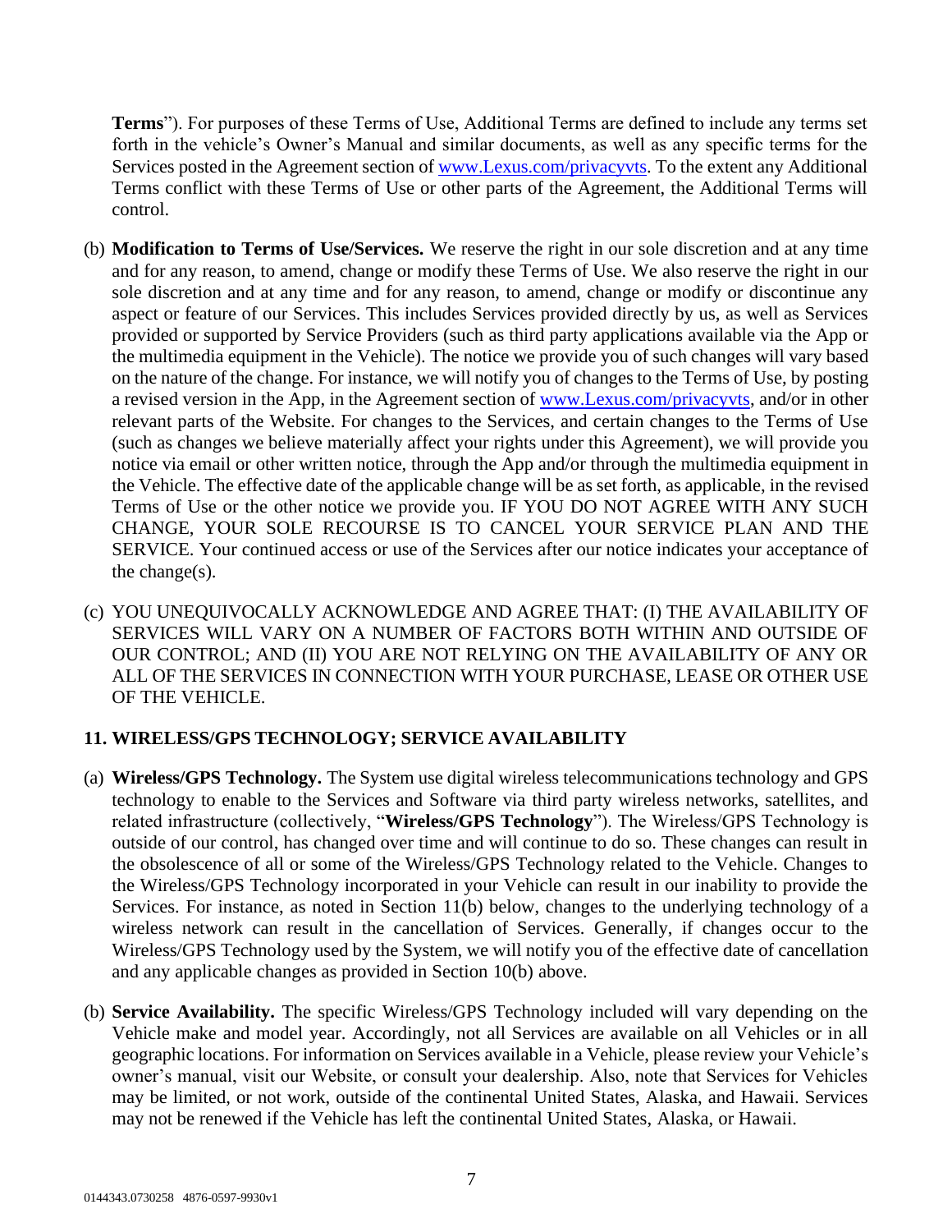**Terms**"). For purposes of these Terms of Use, Additional Terms are defined to include any terms set forth in the vehicle's Owner's Manual and similar documents, as well as any specific terms for the Services posted in the Agreement section of [www.Lexus.com/privacyvts](www.Lexus.com/privacyvts). To the extent any Additional Terms conflict with these Terms of Use or other parts of the Agreement, the Additional Terms will control.

(b) **Modification to Terms of Use/Services.** We reserve the right in our sole discretion and at any time and for any reason, to amend, change or modify these Terms of Use. We also reserve the right in our sole discretion and at any time and for any reason, to amend, change or modify or discontinue any aspect or feature of our Services. This includes Services provided directly by us, as well as Services provided or supported by Service Providers (such as third party applications available via the App or the multimedia equipment in the Vehicle). The notice we provide you of such changes will vary based on the nature of the change. For instance, we will notify you of changes to the Terms of Use, by posting a revised version in the App, in the Agreement section of [www.Lexus.com/privacyvts](www.Lexus.com/privacyvts), and/or in other relevant parts of the Website. For changes to the Services, and certain changes to the Terms of Use (such as changes we believe materially affect your rights under this Agreement), we will provide you notice via email or other written notice, through the App and/or through the multimedia equipment in the Vehicle. The effective date of the applicable change will be as set forth, as applicable, in the revised Terms of Use or the other notice we provide you. IF YOU DO NOT AGREE WITH ANY SUCH CHANGE, YOUR SOLE RECOURSE IS TO CANCEL YOUR SERVICE PLAN AND THE SERVICE. Your continued access or use of the Services after our notice indicates your acceptance of the change(s).

(c) YOU UNEQUIVOCALLY ACKNOWLEDGE AND AGREE THAT: (I) THE AVAILABILITY OF SERVICES WILL VARY ON A NUMBER OF FACTORS BOTH WITHIN AND OUTSIDE OF OUR CONTROL; AND (II) YOU ARE NOT RELYING ON THE AVAILABILITY OF ANY OR ALL OF THE SERVICES IN CONNECTION WITH YOUR PURCHASE, LEASE OR OTHER USE OF THE VEHICLE.

## 11. WIRELESS/GPS TECHNOLOGY; SERVICE AVAILABILITY

(a) **Wireless/GPS Technology.** The System use digital wireless telecommunications technology and GPS technology to enable to the Services and Software via third party wireless networks, satellites, and related infrastructure (collectively, "**Wireless/GPS Technology**"). The Wireless/GPS Technology is outside of our control, has changed over time and will continue to do so. These changes can result in the obsolescence of all or some of the Wireless/GPS Technology related to the Vehicle. Changes to the Wireless/GPS Technology incorporated in your Vehicle can result in our inability to provide the Services. For instance, as noted in Section 11(b) below, changes to the underlying technology of a wireless network can result in the cancellation of Services. Generally, if changes occur to the Wireless/GPS Technology used by the System, we will notify you of the effective date of cancellation and any applicable changes as provided in Section 10(b) above.

(b) **Service Availability.** The specific Wireless/GPS Technology included will vary depending on the Vehicle make and model year. Accordingly, not all Services are available on all Vehicles or in all geographic locations. For information on Services available in a Vehicle, please review your Vehicle's owner's manual, visit our Website, or consult your dealership. Also, note that Services for Vehicles may be limited, or not work, outside of the continental United States, Alaska, and Hawaii. Services may not be renewed if the Vehicle has left the continental United States, Alaska, or Hawaii.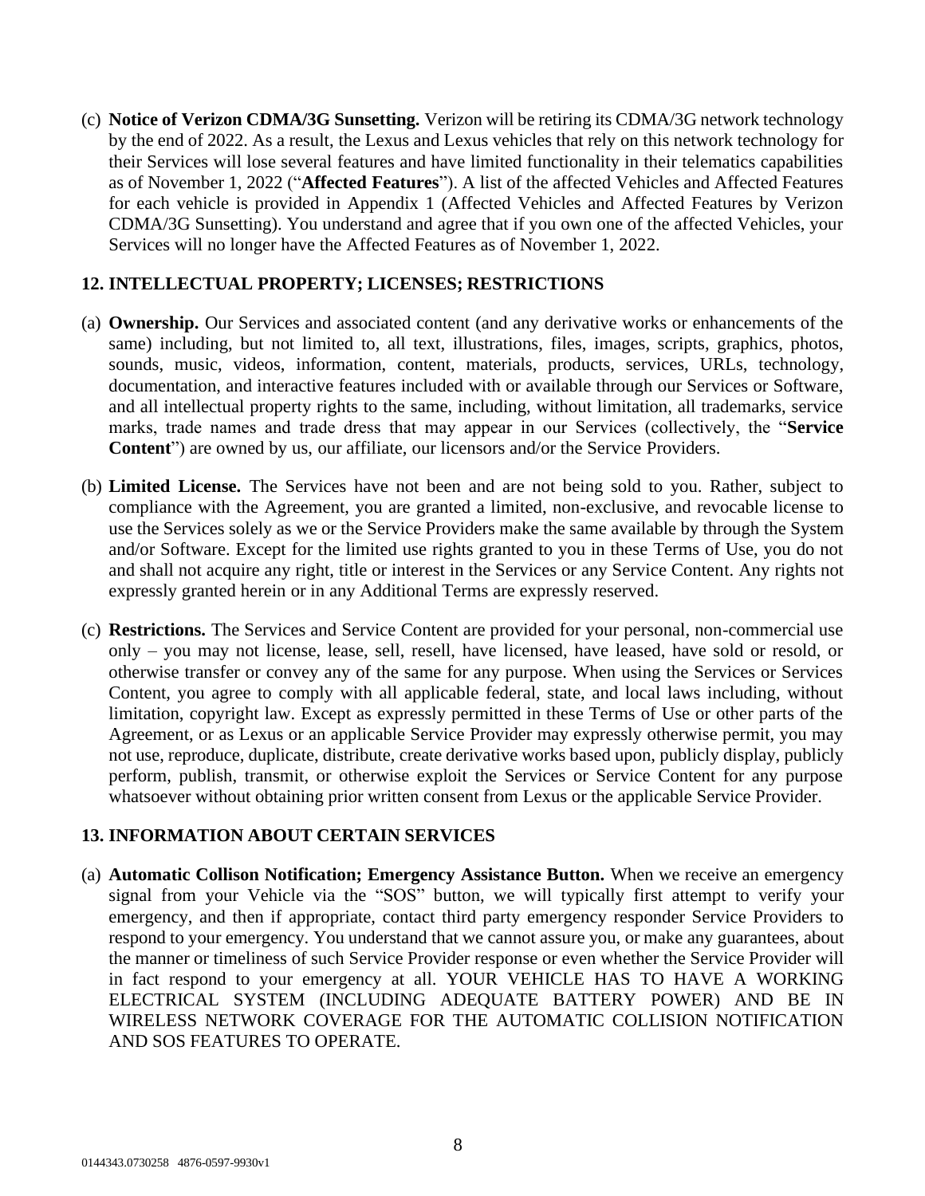(c) **Notice of Verizon CDMA/3G Sunsetting.** Verizon will be retiring its CDMA/3G network technology by the end of 2022. As a result, the Lexus and Lexus vehicles that rely on this network technology for their Services will lose several features and have limited functionality in their telematics capabilities as of November 1, 2022 ("**Affected Features**"). A list of the affected Vehicles and Affected Features for each vehicle is provided in Appendix 1 (Affected Vehicles and Affected Features by Verizon CDMA/3G Sunsetting). You understand and agree that if you own one of the affected Vehicles, your Services will no longer have the Affected Features as of November 1, 2022.

## 12. INTELLECTUAL PROPERTY; LICENSES; RESTRICTIONS

(a) **Ownership.** Our Services and associated content (and any derivative works or enhancements of the same) including, but not limited to, all text, illustrations, files, images, scripts, graphics, photos, sounds, music, videos, information, content, materials, products, services, URLs, technology, documentation, and interactive features included with or available through our Services or Software, and all intellectual property rights to the same, including, without limitation, all trademarks, service marks, trade names and trade dress that may appear in our Services (collectively, the "**Service Content**") are owned by us, our affiliate, our licensors and/or the Service Providers.

(b) **Limited License.** The Services have not been and are not being sold to you. Rather, subject to compliance with the Agreement, you are granted a limited, non-exclusive, and revocable license to use the Services solely as we or the Service Providers make the same available by through the System and/or Software. Except for the limited use rights granted to you in these Terms of Use, you do not and shall not acquire any right, title or interest in the Services or any Service Content. Any rights not expressly granted herein or in any Additional Terms are expressly reserved.

(c) **Restrictions.** The Services and Service Content are provided for your personal, non-commercial use only – you may not license, lease, sell, resell, have licensed, have leased, have sold or resold, or otherwise transfer or convey any of the same for any purpose. When using the Services or Services Content, you agree to comply with all applicable federal, state, and local laws including, without limitation, copyright law. Except as expressly permitted in these Terms of Use or other parts of the Agreement, or as Lexus or an applicable Service Provider may expressly otherwise permit, you may not use, reproduce, duplicate, distribute, create derivative works based upon, publicly display, publicly perform, publish, transmit, or otherwise exploit the Services or Service Content for any purpose whatsoever without obtaining prior written consent from Lexus or the applicable Service Provider.

## 13. INFORMATION ABOUT CERTAIN SERVICES

(a) **Automatic Collison Notification; Emergency Assistance Button.** When we receive an emergency signal from your Vehicle via the "SOS" button, we will typically first attempt to verify your emergency, and then if appropriate, contact third party emergency responder Service Providers to respond to your emergency. You understand that we cannot assure you, or make any guarantees, about the manner or timeliness of such Service Provider response or even whether the Service Provider will in fact respond to your emergency at all. YOUR VEHICLE HAS TO HAVE A WORKING ELECTRICAL SYSTEM (INCLUDING ADEQUATE BATTERY POWER) AND BE IN WIRELESS NETWORK COVERAGE FOR THE AUTOMATIC COLLISION NOTIFICATION AND SOS FEATURES TO OPERATE.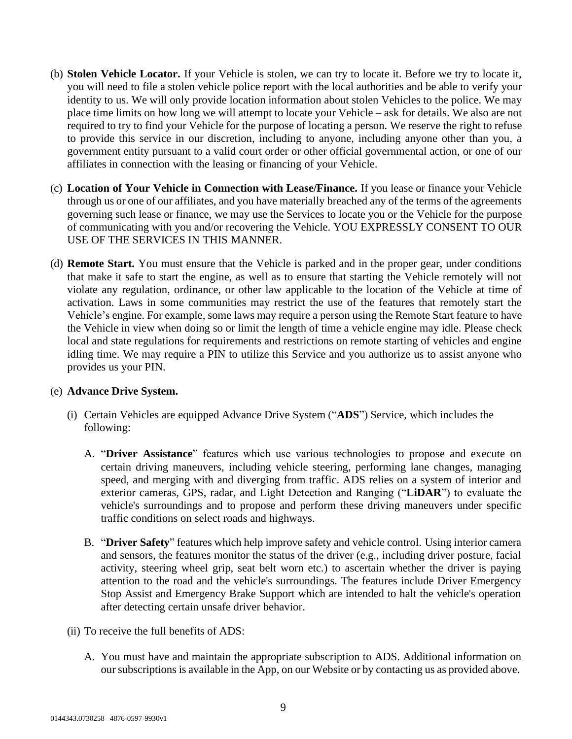(b) **Stolen Vehicle Locator.** If your Vehicle is stolen, we can try to locate it. Before we try to locate it, you will need to file a stolen vehicle police report with the local authorities and be able to verify your identity to us. We will only provide location information about stolen Vehicles to the police. We may place time limits on how long we will attempt to locate your Vehicle – ask for details. We also are not required to try to find your Vehicle for the purpose of locating a person. We reserve the right to refuse to provide this service in our discretion, including to anyone, including anyone other than you, a government entity pursuant to a valid court order or other official governmental action, or one of our affiliates in connection with the leasing or financing of your Vehicle.

(c) **Location of Your Vehicle in Connection with Lease/Finance.** If you lease or finance your Vehicle through us or one of our affiliates, and you have materially breached any of the terms of the agreements governing such lease or finance, we may use the Services to locate you or the Vehicle for the purpose of communicating with you and/or recovering the Vehicle. YOU EXPRESSLY CONSENT TO OUR USE OF THE SERVICES IN THIS MANNER.

(d) **Remote Start.** You must ensure that the Vehicle is parked and in the proper gear, under conditions that make it safe to start the engine, as well as to ensure that starting the Vehicle remotely will not violate any regulation, ordinance, or other law applicable to the location of the Vehicle at time of activation. Laws in some communities may restrict the use of the features that remotely start the Vehicle's engine. For example, some laws may require a person using the Remote Start feature to have the Vehicle in view when doing so or limit the length of time a vehicle engine may idle. Please check local and state regulations for requirements and restrictions on remote starting of vehicles and engine idling time. We may require a PIN to utilize this Service and you authorize us to assist anyone who provides us your PIN.

(e) **Advance Drive System.**

   (i) Certain Vehicles are equipped Advance Drive System ("**ADS**") Service, which includes the following:

      A. "**Driver Assistance**" features which use various technologies to propose and execute on certain driving maneuvers, including vehicle steering, performing lane changes, managing speed, and merging with and diverging from traffic. ADS relies on a system of interior and exterior cameras, GPS, radar, and Light Detection and Ranging ("**LiDAR**") to evaluate the vehicle's surroundings and to propose and perform these driving maneuvers under specific traffic conditions on select roads and highways.

      B. "**Driver Safety**" features which help improve safety and vehicle control. Using interior camera and sensors, the features monitor the status of the driver (e.g., including driver posture, facial activity, steering wheel grip, seat belt worn etc.) to ascertain whether the driver is paying attention to the road and the vehicle's surroundings. The features include Driver Emergency Stop Assist and Emergency Brake Support which are intended to halt the vehicle's operation after detecting certain unsafe driver behavior.

   (ii) To receive the full benefits of ADS:

      A. You must have and maintain the appropriate subscription to ADS. Additional information on our subscriptions is available in the App, on our Website or by contacting us as provided above.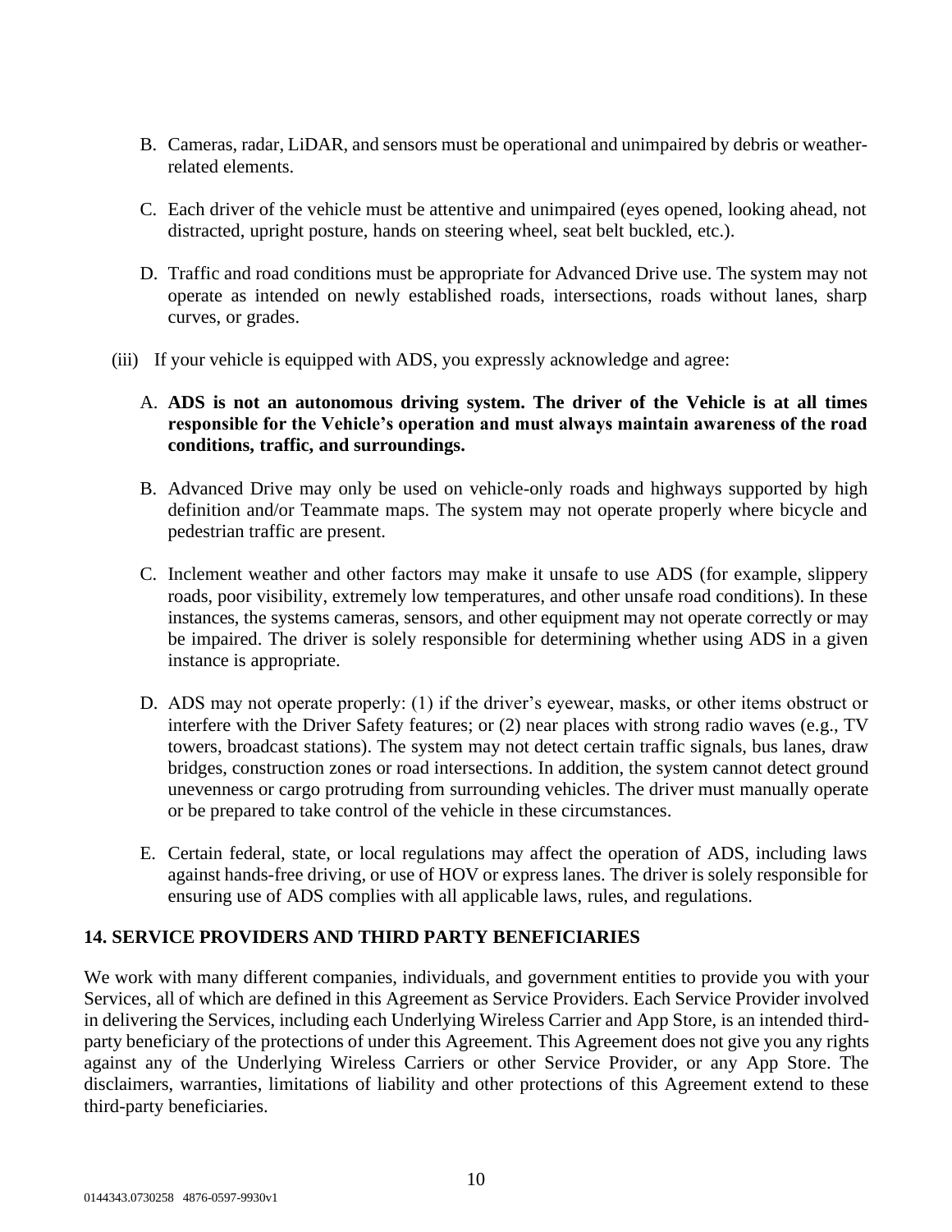B. Cameras, radar, LiDAR, and sensors must be operational and unimpaired by debris or weather-related elements.

C. Each driver of the vehicle must be attentive and unimpaired (eyes opened, looking ahead, not distracted, upright posture, hands on steering wheel, seat belt buckled, etc.).

D. Traffic and road conditions must be appropriate for Advanced Drive use. The system may not operate as intended on newly established roads, intersections, roads without lanes, sharp curves, or grades.

(iii) If your vehicle is equipped with ADS, you expressly acknowledge and agree:

A. **ADS is not an autonomous driving system. The driver of the Vehicle is at all times responsible for the Vehicle's operation and must always maintain awareness of the road conditions, traffic, and surroundings.**

B. Advanced Drive may only be used on vehicle-only roads and highways supported by high definition and/or Teammate maps. The system may not operate properly where bicycle and pedestrian traffic are present.

C. Inclement weather and other factors may make it unsafe to use ADS (for example, slippery roads, poor visibility, extremely low temperatures, and other unsafe road conditions). In these instances, the systems cameras, sensors, and other equipment may not operate correctly or may be impaired. The driver is solely responsible for determining whether using ADS in a given instance is appropriate.

D. ADS may not operate properly: (1) if the driver's eyewear, masks, or other items obstruct or interfere with the Driver Safety features; or (2) near places with strong radio waves (e.g., TV towers, broadcast stations). The system may not detect certain traffic signals, bus lanes, draw bridges, construction zones or road intersections. In addition, the system cannot detect ground unevenness or cargo protruding from surrounding vehicles. The driver must manually operate or be prepared to take control of the vehicle in these circumstances.

E. Certain federal, state, or local regulations may affect the operation of ADS, including laws against hands-free driving, or use of HOV or express lanes. The driver is solely responsible for ensuring use of ADS complies with all applicable laws, rules, and regulations.

## 14. SERVICE PROVIDERS AND THIRD PARTY BENEFICIARIES

We work with many different companies, individuals, and government entities to provide you with your Services, all of which are defined in this Agreement as Service Providers. Each Service Provider involved in delivering the Services, including each Underlying Wireless Carrier and App Store, is an intended third-party beneficiary of the protections of under this Agreement. This Agreement does not give you any rights against any of the Underlying Wireless Carriers or other Service Provider, or any App Store. The disclaimers, warranties, limitations of liability and other protections of this Agreement extend to these third-party beneficiaries.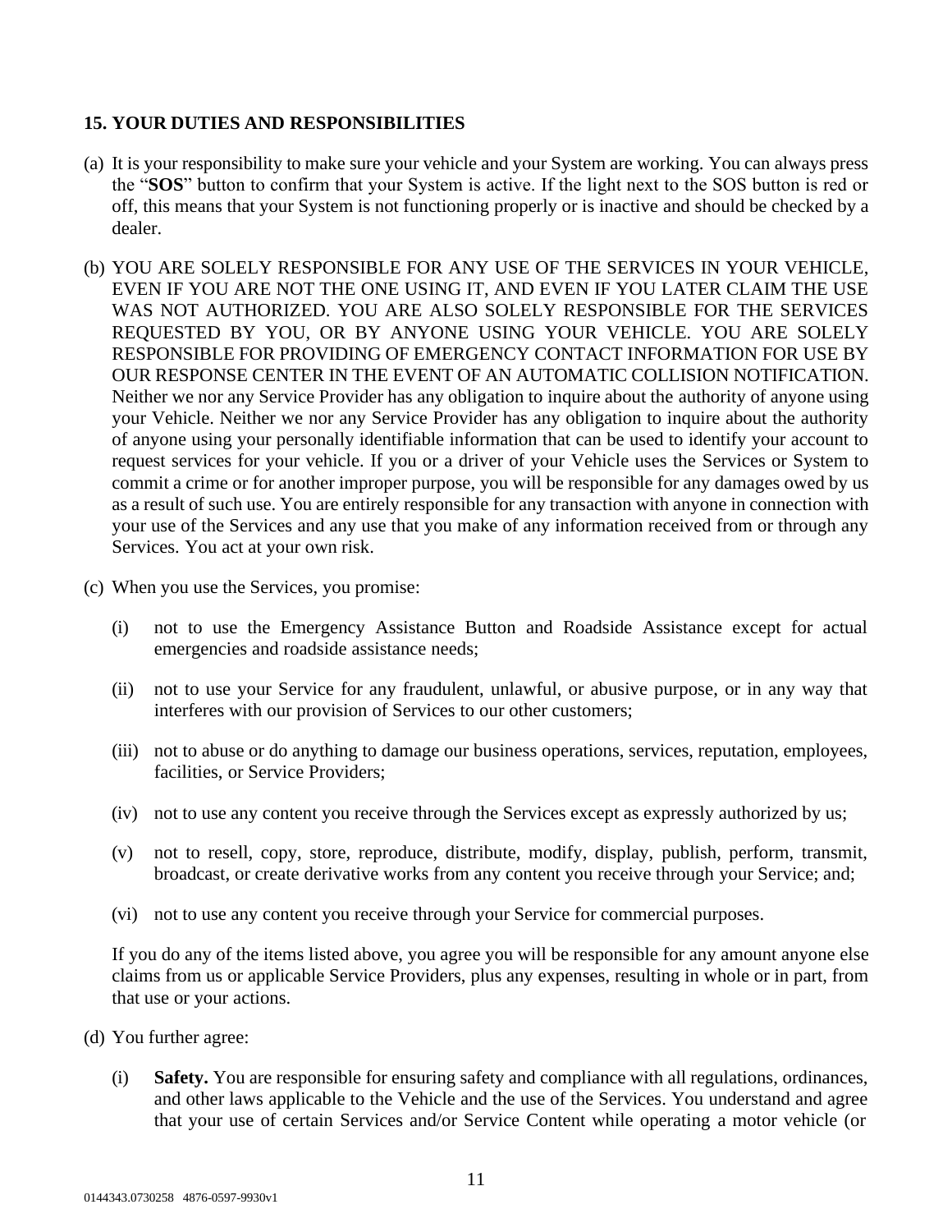## 15. YOUR DUTIES AND RESPONSIBILITIES

(a) It is your responsibility to make sure your vehicle and your System are working. You can always press the "**SOS**" button to confirm that your System is active. If the light next to the SOS button is red or off, this means that your System is not functioning properly or is inactive and should be checked by a dealer.

(b) YOU ARE SOLELY RESPONSIBLE FOR ANY USE OF THE SERVICES IN YOUR VEHICLE, EVEN IF YOU ARE NOT THE ONE USING IT, AND EVEN IF YOU LATER CLAIM THE USE WAS NOT AUTHORIZED. YOU ARE ALSO SOLELY RESPONSIBLE FOR THE SERVICES REQUESTED BY YOU, OR BY ANYONE USING YOUR VEHICLE. YOU ARE SOLELY RESPONSIBLE FOR PROVIDING OF EMERGENCY CONTACT INFORMATION FOR USE BY OUR RESPONSE CENTER IN THE EVENT OF AN AUTOMATIC COLLISION NOTIFICATION. Neither we nor any Service Provider has any obligation to inquire about the authority of anyone using your Vehicle. Neither we nor any Service Provider has any obligation to inquire about the authority of anyone using your personally identifiable information that can be used to identify your account to request services for your vehicle. If you or a driver of your Vehicle uses the Services or System to commit a crime or for another improper purpose, you will be responsible for any damages owed by us as a result of such use. You are entirely responsible for any transaction with anyone in connection with your use of the Services and any use that you make of any information received from or through any Services. You act at your own risk.

(c) When you use the Services, you promise:

(i) not to use the Emergency Assistance Button and Roadside Assistance except for actual emergencies and roadside assistance needs;

(ii) not to use your Service for any fraudulent, unlawful, or abusive purpose, or in any way that interferes with our provision of Services to our other customers;

(iii) not to abuse or do anything to damage our business operations, services, reputation, employees, facilities, or Service Providers;

(iv) not to use any content you receive through the Services except as expressly authorized by us;

(v) not to resell, copy, store, reproduce, distribute, modify, display, publish, perform, transmit, broadcast, or create derivative works from any content you receive through your Service; and;

(vi) not to use any content you receive through your Service for commercial purposes.

If you do any of the items listed above, you agree you will be responsible for any amount anyone else claims from us or applicable Service Providers, plus any expenses, resulting in whole or in part, from that use or your actions.

(d) You further agree:

(i) **Safety.** You are responsible for ensuring safety and compliance with all regulations, ordinances, and other laws applicable to the Vehicle and the use of the Services. You understand and agree that your use of certain Services and/or Service Content while operating a motor vehicle (or

0144343.0730258 4876-0597-9930v1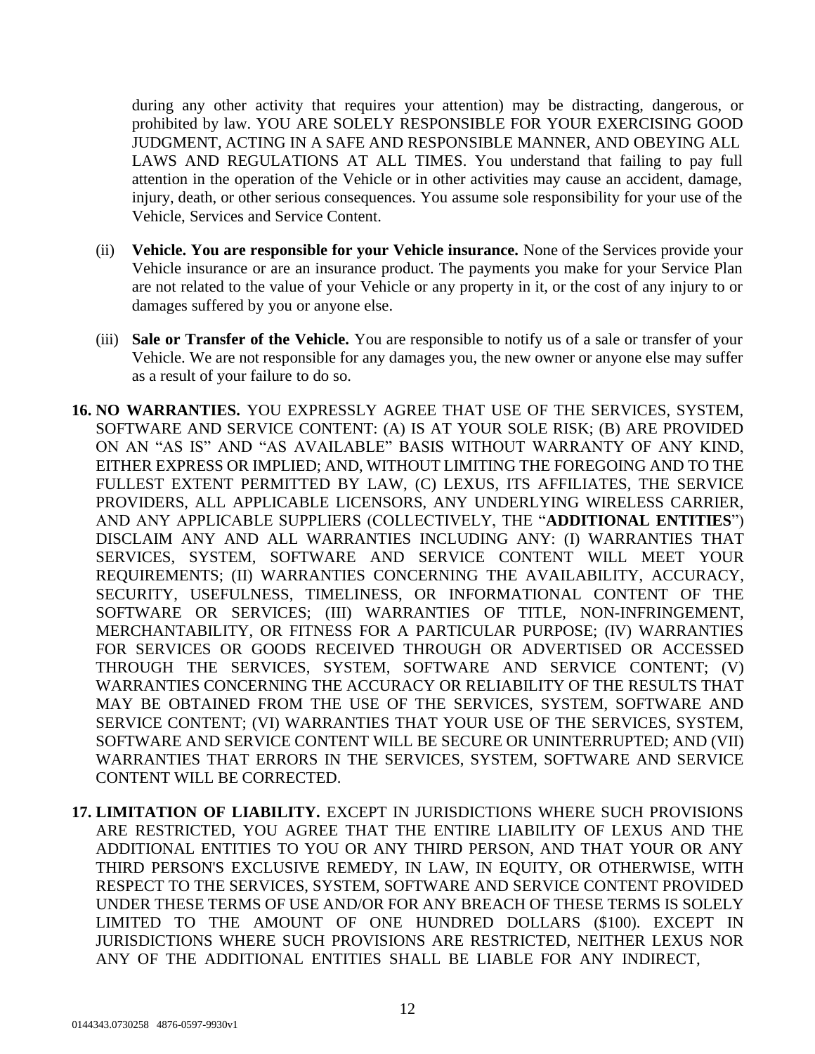during any other activity that requires your attention) may be distracting, dangerous, or prohibited by law. YOU ARE SOLELY RESPONSIBLE FOR YOUR EXERCISING GOOD JUDGMENT, ACTING IN A SAFE AND RESPONSIBLE MANNER, AND OBEYING ALL LAWS AND REGULATIONS AT ALL TIMES. You understand that failing to pay full attention in the operation of the Vehicle or in other activities may cause an accident, damage, injury, death, or other serious consequences. You assume sole responsibility for your use of the Vehicle, Services and Service Content.

(ii) **Vehicle. You are responsible for your Vehicle insurance.** None of the Services provide your Vehicle insurance or are an insurance product. The payments you make for your Service Plan are not related to the value of your Vehicle or any property in it, or the cost of any injury to or damages suffered by you or anyone else.

(iii) **Sale or Transfer of the Vehicle.** You are responsible to notify us of a sale or transfer of your Vehicle. We are not responsible for any damages you, the new owner or anyone else may suffer as a result of your failure to do so.

**16. NO WARRANTIES.** YOU EXPRESSLY AGREE THAT USE OF THE SERVICES, SYSTEM, SOFTWARE AND SERVICE CONTENT: (A) IS AT YOUR SOLE RISK; (B) ARE PROVIDED ON AN "AS IS" AND "AS AVAILABLE" BASIS WITHOUT WARRANTY OF ANY KIND, EITHER EXPRESS OR IMPLIED; AND, WITHOUT LIMITING THE FOREGOING AND TO THE FULLEST EXTENT PERMITTED BY LAW, (C) LEXUS, ITS AFFILIATES, THE SERVICE PROVIDERS, ALL APPLICABLE LICENSORS, ANY UNDERLYING WIRELESS CARRIER, AND ANY APPLICABLE SUPPLIERS (COLLECTIVELY, THE "**ADDITIONAL ENTITIES**") DISCLAIM ANY AND ALL WARRANTIES INCLUDING ANY: (I) WARRANTIES THAT SERVICES, SYSTEM, SOFTWARE AND SERVICE CONTENT WILL MEET YOUR REQUIREMENTS; (II) WARRANTIES CONCERNING THE AVAILABILITY, ACCURACY, SECURITY, USEFULNESS, TIMELINESS, OR INFORMATIONAL CONTENT OF THE SOFTWARE OR SERVICES; (III) WARRANTIES OF TITLE, NON-INFRINGEMENT, MERCHANTABILITY, OR FITNESS FOR A PARTICULAR PURPOSE; (IV) WARRANTIES FOR SERVICES OR GOODS RECEIVED THROUGH OR ADVERTISED OR ACCESSED THROUGH THE SERVICES, SYSTEM, SOFTWARE AND SERVICE CONTENT; (V) WARRANTIES CONCERNING THE ACCURACY OR RELIABILITY OF THE RESULTS THAT MAY BE OBTAINED FROM THE USE OF THE SERVICES, SYSTEM, SOFTWARE AND SERVICE CONTENT; (VI) WARRANTIES THAT YOUR USE OF THE SERVICES, SYSTEM, SOFTWARE AND SERVICE CONTENT WILL BE SECURE OR UNINTERRUPTED; AND (VII) WARRANTIES THAT ERRORS IN THE SERVICES, SYSTEM, SOFTWARE AND SERVICE CONTENT WILL BE CORRECTED.

**17. LIMITATION OF LIABILITY.** EXCEPT IN JURISDICTIONS WHERE SUCH PROVISIONS ARE RESTRICTED, YOU AGREE THAT THE ENTIRE LIABILITY OF LEXUS AND THE ADDITIONAL ENTITIES TO YOU OR ANY THIRD PERSON, AND THAT YOUR OR ANY THIRD PERSON'S EXCLUSIVE REMEDY, IN LAW, IN EQUITY, OR OTHERWISE, WITH RESPECT TO THE SERVICES, SYSTEM, SOFTWARE AND SERVICE CONTENT PROVIDED UNDER THESE TERMS OF USE AND/OR FOR ANY BREACH OF THESE TERMS IS SOLELY LIMITED TO THE AMOUNT OF ONE HUNDRED DOLLARS ($100). EXCEPT IN JURISDICTIONS WHERE SUCH PROVISIONS ARE RESTRICTED, NEITHER LEXUS NOR ANY OF THE ADDITIONAL ENTITIES SHALL BE LIABLE FOR ANY INDIRECT,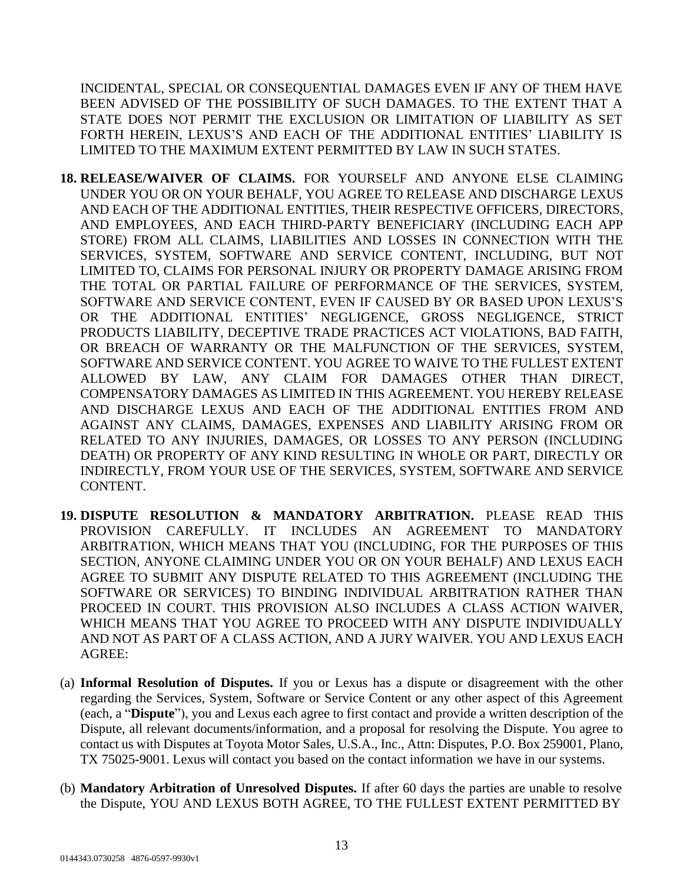INCIDENTAL, SPECIAL OR CONSEQUENTIAL DAMAGES EVEN IF ANY OF THEM HAVE BEEN ADVISED OF THE POSSIBILITY OF SUCH DAMAGES. TO THE EXTENT THAT A STATE DOES NOT PERMIT THE EXCLUSION OR LIMITATION OF LIABILITY AS SET FORTH HEREIN, LEXUS'S AND EACH OF THE ADDITIONAL ENTITIES' LIABILITY IS LIMITED TO THE MAXIMUM EXTENT PERMITTED BY LAW IN SUCH STATES.

18. **RELEASE/WAIVER OF CLAIMS.** FOR YOURSELF AND ANYONE ELSE CLAIMING UNDER YOU OR ON YOUR BEHALF, YOU AGREE TO RELEASE AND DISCHARGE LEXUS AND EACH OF THE ADDITIONAL ENTITIES, THEIR RESPECTIVE OFFICERS, DIRECTORS, AND EMPLOYEES, AND EACH THIRD-PARTY BENEFICIARY (INCLUDING EACH APP STORE) FROM ALL CLAIMS, LIABILITIES AND LOSSES IN CONNECTION WITH THE SERVICES, SYSTEM, SOFTWARE AND SERVICE CONTENT, INCLUDING, BUT NOT LIMITED TO, CLAIMS FOR PERSONAL INJURY OR PROPERTY DAMAGE ARISING FROM THE TOTAL OR PARTIAL FAILURE OF PERFORMANCE OF THE SERVICES, SYSTEM, SOFTWARE AND SERVICE CONTENT, EVEN IF CAUSED BY OR BASED UPON LEXUS'S OR THE ADDITIONAL ENTITIES' NEGLIGENCE, GROSS NEGLIGENCE, STRICT PRODUCTS LIABILITY, DECEPTIVE TRADE PRACTICES ACT VIOLATIONS, BAD FAITH, OR BREACH OF WARRANTY OR THE MALFUNCTION OF THE SERVICES, SYSTEM, SOFTWARE AND SERVICE CONTENT. YOU AGREE TO WAIVE TO THE FULLEST EXTENT ALLOWED BY LAW, ANY CLAIM FOR DAMAGES OTHER THAN DIRECT, COMPENSATORY DAMAGES AS LIMITED IN THIS AGREEMENT. YOU HEREBY RELEASE AND DISCHARGE LEXUS AND EACH OF THE ADDITIONAL ENTITIES FROM AND AGAINST ANY CLAIMS, DAMAGES, EXPENSES AND LIABILITY ARISING FROM OR RELATED TO ANY INJURIES, DAMAGES, OR LOSSES TO ANY PERSON (INCLUDING DEATH) OR PROPERTY OF ANY KIND RESULTING IN WHOLE OR PART, DIRECTLY OR INDIRECTLY, FROM YOUR USE OF THE SERVICES, SYSTEM, SOFTWARE AND SERVICE CONTENT.

19. **DISPUTE RESOLUTION & MANDATORY ARBITRATION.** PLEASE READ THIS PROVISION CAREFULLY. IT INCLUDES AN AGREEMENT TO MANDATORY ARBITRATION, WHICH MEANS THAT YOU (INCLUDING, FOR THE PURPOSES OF THIS SECTION, ANYONE CLAIMING UNDER YOU OR ON YOUR BEHALF) AND LEXUS EACH AGREE TO SUBMIT ANY DISPUTE RELATED TO THIS AGREEMENT (INCLUDING THE SOFTWARE OR SERVICES) TO BINDING INDIVIDUAL ARBITRATION RATHER THAN PROCEED IN COURT. THIS PROVISION ALSO INCLUDES A CLASS ACTION WAIVER, WHICH MEANS THAT YOU AGREE TO PROCEED WITH ANY DISPUTE INDIVIDUALLY AND NOT AS PART OF A CLASS ACTION, AND A JURY WAIVER. YOU AND LEXUS EACH AGREE:

(a) **Informal Resolution of Disputes.** If you or Lexus has a dispute or disagreement with the other regarding the Services, System, Software or Service Content or any other aspect of this Agreement (each, a "**Dispute**"), you and Lexus each agree to first contact and provide a written description of the Dispute, all relevant documents/information, and a proposal for resolving the Dispute. You agree to contact us with Disputes at Toyota Motor Sales, U.S.A., Inc., Attn: Disputes, P.O. Box 259001, Plano, TX 75025-9001. Lexus will contact you based on the contact information we have in our systems.

(b) **Mandatory Arbitration of Unresolved Disputes.** If after 60 days the parties are unable to resolve the Dispute, YOU AND LEXUS BOTH AGREE, TO THE FULLEST EXTENT PERMITTED BY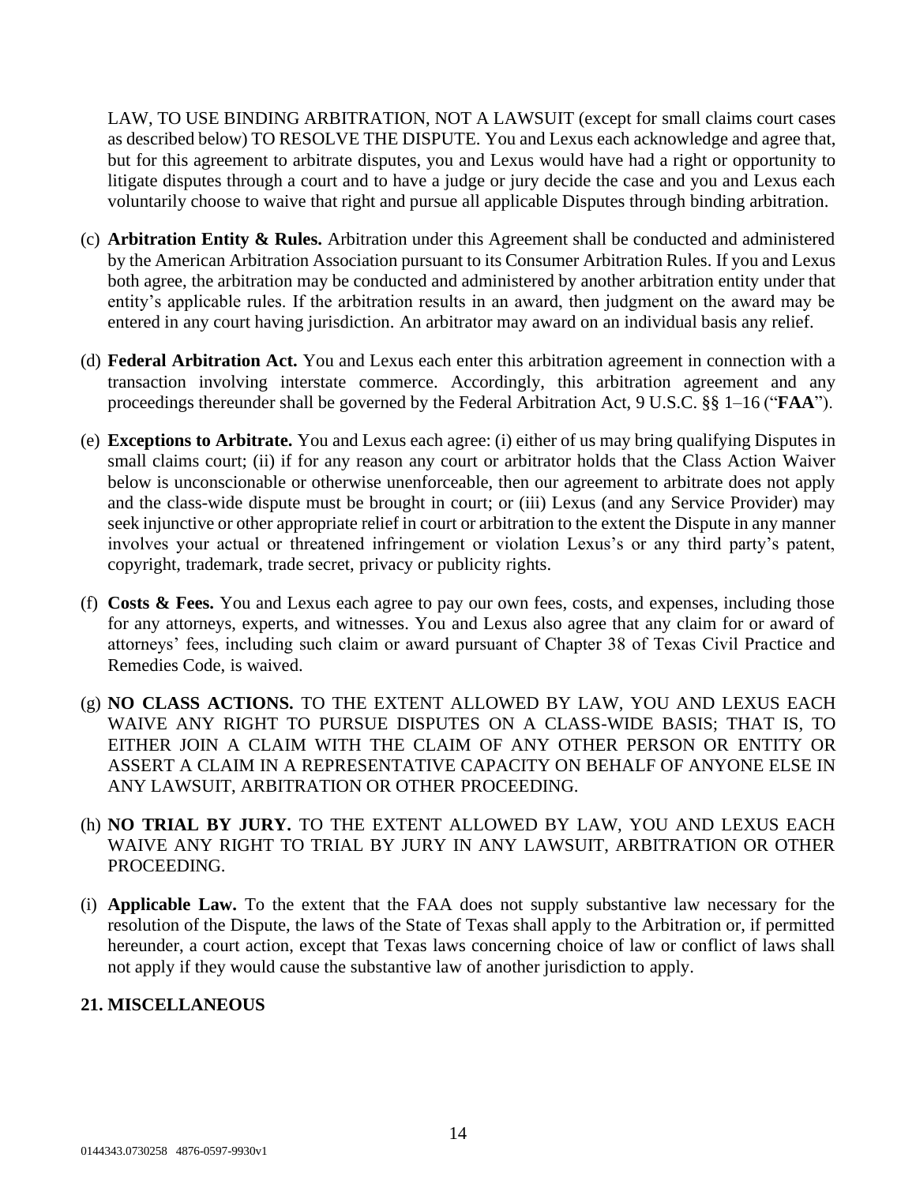LAW, TO USE BINDING ARBITRATION, NOT A LAWSUIT (except for small claims court cases as described below) TO RESOLVE THE DISPUTE. You and Lexus each acknowledge and agree that, but for this agreement to arbitrate disputes, you and Lexus would have had a right or opportunity to litigate disputes through a court and to have a judge or jury decide the case and you and Lexus each voluntarily choose to waive that right and pursue all applicable Disputes through binding arbitration.

(c) **Arbitration Entity & Rules.** Arbitration under this Agreement shall be conducted and administered by the American Arbitration Association pursuant to its Consumer Arbitration Rules. If you and Lexus both agree, the arbitration may be conducted and administered by another arbitration entity under that entity's applicable rules. If the arbitration results in an award, then judgment on the award may be entered in any court having jurisdiction. An arbitrator may award on an individual basis any relief.

(d) **Federal Arbitration Act.** You and Lexus each enter this arbitration agreement in connection with a transaction involving interstate commerce. Accordingly, this arbitration agreement and any proceedings thereunder shall be governed by the Federal Arbitration Act, 9 U.S.C. §§ 1–16 ("**FAA**").

(e) **Exceptions to Arbitrate.** You and Lexus each agree: (i) either of us may bring qualifying Disputes in small claims court; (ii) if for any reason any court or arbitrator holds that the Class Action Waiver below is unconscionable or otherwise unenforceable, then our agreement to arbitrate does not apply and the class-wide dispute must be brought in court; or (iii) Lexus (and any Service Provider) may seek injunctive or other appropriate relief in court or arbitration to the extent the Dispute in any manner involves your actual or threatened infringement or violation Lexus's or any third party's patent, copyright, trademark, trade secret, privacy or publicity rights.

(f) **Costs & Fees.** You and Lexus each agree to pay our own fees, costs, and expenses, including those for any attorneys, experts, and witnesses. You and Lexus also agree that any claim for or award of attorneys' fees, including such claim or award pursuant of Chapter 38 of Texas Civil Practice and Remedies Code, is waived.

(g) **NO CLASS ACTIONS.** TO THE EXTENT ALLOWED BY LAW, YOU AND LEXUS EACH WAIVE ANY RIGHT TO PURSUE DISPUTES ON A CLASS-WIDE BASIS; THAT IS, TO EITHER JOIN A CLAIM WITH THE CLAIM OF ANY OTHER PERSON OR ENTITY OR ASSERT A CLAIM IN A REPRESENTATIVE CAPACITY ON BEHALF OF ANYONE ELSE IN ANY LAWSUIT, ARBITRATION OR OTHER PROCEEDING.

(h) **NO TRIAL BY JURY.** TO THE EXTENT ALLOWED BY LAW, YOU AND LEXUS EACH WAIVE ANY RIGHT TO TRIAL BY JURY IN ANY LAWSUIT, ARBITRATION OR OTHER PROCEEDING.

(i) **Applicable Law.** To the extent that the FAA does not supply substantive law necessary for the resolution of the Dispute, the laws of the State of Texas shall apply to the Arbitration or, if permitted hereunder, a court action, except that Texas laws concerning choice of law or conflict of laws shall not apply if they would cause the substantive law of another jurisdiction to apply.

## 21. MISCELLANEOUS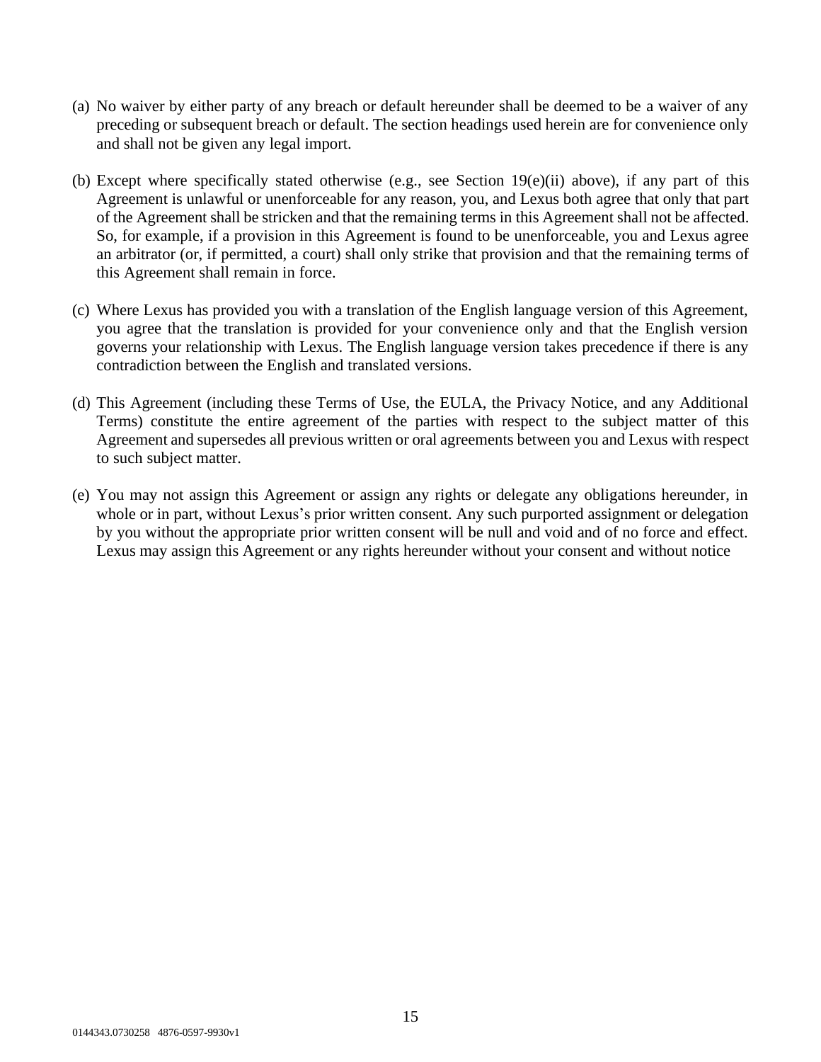(a) No waiver by either party of any breach or default hereunder shall be deemed to be a waiver of any preceding or subsequent breach or default. The section headings used herein are for convenience only and shall not be given any legal import.

(b) Except where specifically stated otherwise (e.g., see Section 19(e)(ii) above), if any part of this Agreement is unlawful or unenforceable for any reason, you, and Lexus both agree that only that part of the Agreement shall be stricken and that the remaining terms in this Agreement shall not be affected. So, for example, if a provision in this Agreement is found to be unenforceable, you and Lexus agree an arbitrator (or, if permitted, a court) shall only strike that provision and that the remaining terms of this Agreement shall remain in force.

(c) Where Lexus has provided you with a translation of the English language version of this Agreement, you agree that the translation is provided for your convenience only and that the English version governs your relationship with Lexus. The English language version takes precedence if there is any contradiction between the English and translated versions.

(d) This Agreement (including these Terms of Use, the EULA, the Privacy Notice, and any Additional Terms) constitute the entire agreement of the parties with respect to the subject matter of this Agreement and supersedes all previous written or oral agreements between you and Lexus with respect to such subject matter.

(e) You may not assign this Agreement or assign any rights or delegate any obligations hereunder, in whole or in part, without Lexus's prior written consent. Any such purported assignment or delegation by you without the appropriate prior written consent will be null and void and of no force and effect. Lexus may assign this Agreement or any rights hereunder without your consent and without notice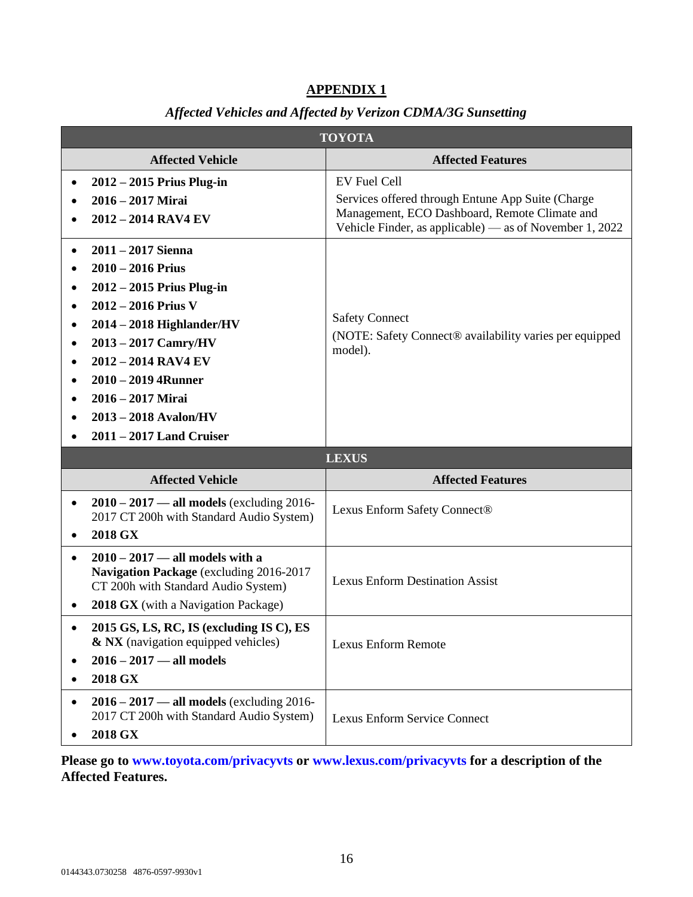# APPENDIX 1

*Affected Vehicles and Affected by Verizon CDMA/3G Sunsetting*

| TOYOTA | |
|---|---|
| **Affected Vehicle** | **Affected Features** |
| • **2012 – 2015 Prius Plug-in**<br>• **2016 – 2017 Mirai**<br>• **2012 – 2014 RAV4 EV** | EV Fuel Cell<br>Services offered through Entune App Suite (Charge Management, ECO Dashboard, Remote Climate and Vehicle Finder, as applicable) — as of November 1, 2022 |
| • **2011 – 2017 Sienna**<br>• **2010 – 2016 Prius**<br>• **2012 – 2015 Prius Plug-in**<br>• **2012 – 2016 Prius V**<br>• **2014 – 2018 Highlander/HV**<br>• **2013 – 2017 Camry/HV**<br>• **2012 – 2014 RAV4 EV**<br>• **2010 – 2019 4Runner**<br>• **2016 – 2017 Mirai**<br>• **2013 – 2018 Avalon/HV**<br>• **2011 – 2017 Land Cruiser** | Safety Connect<br>(NOTE: Safety Connect® availability varies per equipped model). |
| **LEXUS** | |
| **Affected Vehicle** | **Affected Features** |
| • **2010 – 2017 — all models** (excluding 2016-2017 CT 200h with Standard Audio System)<br>• **2018 GX** | Lexus Enform Safety Connect® |
| • **2010 – 2017 — all models with a Navigation Package** (excluding 2016-2017 CT 200h with Standard Audio System)<br>• **2018 GX** (with a Navigation Package) | Lexus Enform Destination Assist |
| • **2015 GS, LS, RC, IS (excluding IS C), ES & NX** (navigation equipped vehicles)<br>• **2016 – 2017 — all models**<br>• **2018 GX** | Lexus Enform Remote |
| • **2016 – 2017 — all models** (excluding 2016-2017 CT 200h with Standard Audio System)<br>• **2018 GX** | Lexus Enform Service Connect |

**Please go to www.toyota.com/privacyvts or www.lexus.com/privacyvts for a description of the Affected Features.**

0144343.0730258 4876-0597-9930v1